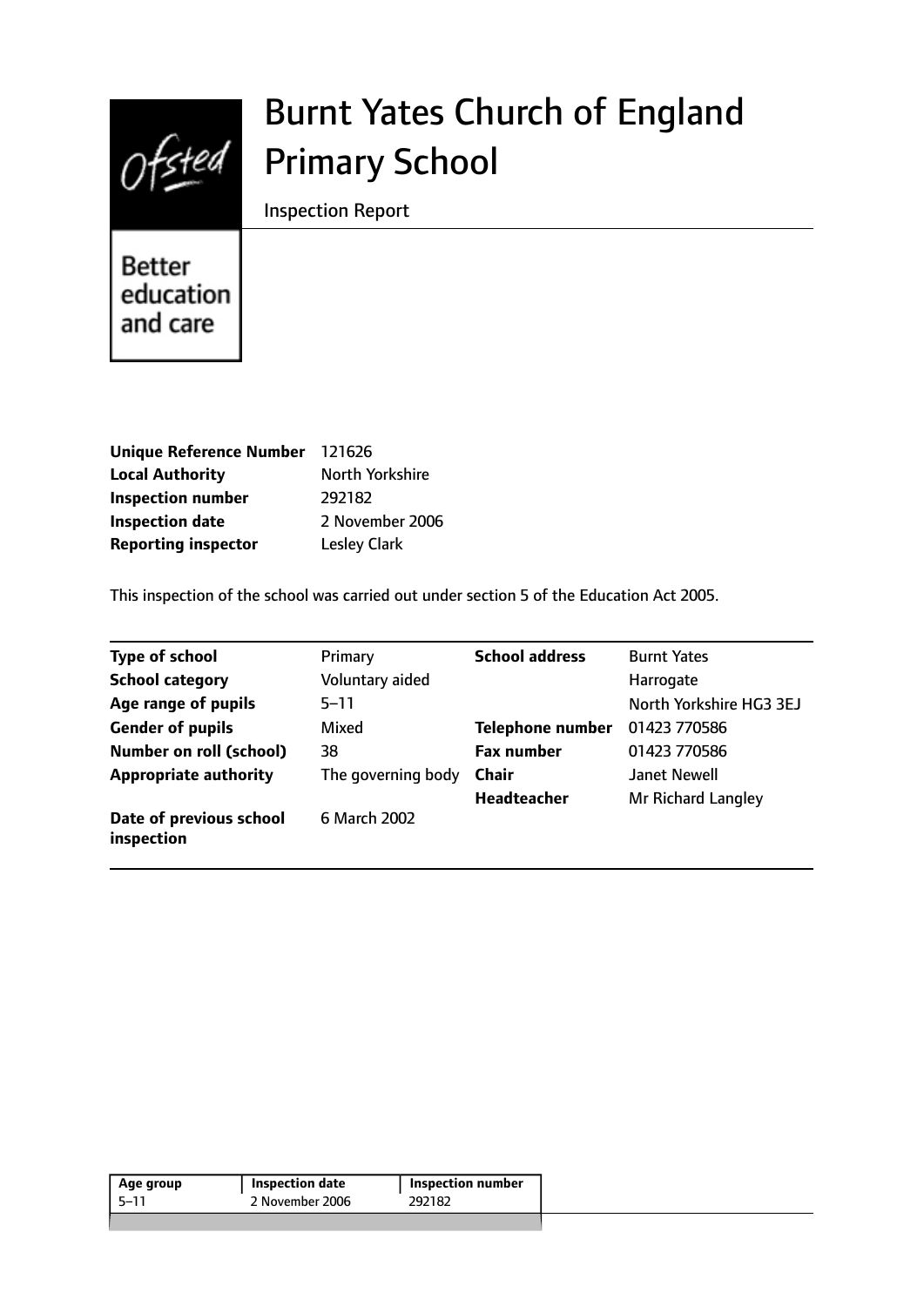# Burnt Yates Church of England Primary School

Inspection Report

Better education and care

| | |
|---|---|
| **Unique Reference Number** | 121626 |
| **Local Authority** | North Yorkshire |
| **Inspection number** | 292182 |
| **Inspection date** | 2 November 2006 |
| **Reporting inspector** | Lesley Clark |

This inspection of the school was carried out under section 5 of the Education Act 2005.

| | | | |
|---|---|---|---|
| **Type of school** | Primary | **School address** | Burnt Yates |
| **School category** | Voluntary aided | | Harrogate |
| **Age range of pupils** | 5–11 | | North Yorkshire HG3 3EJ |
| **Gender of pupils** | Mixed | **Telephone number** | 01423 770586 |
| **Number on roll (school)** | 38 | **Fax number** | 01423 770586 |
| **Appropriate authority** | The governing body | **Chair** | Janet Newell |
| | | **Headteacher** | Mr Richard Langley |
| **Date of previous school inspection** | 6 March 2002 | | |

| Age group | Inspection date | Inspection number |
|---|---|---|
| 5–11 | 2 November 2006 | 292182 |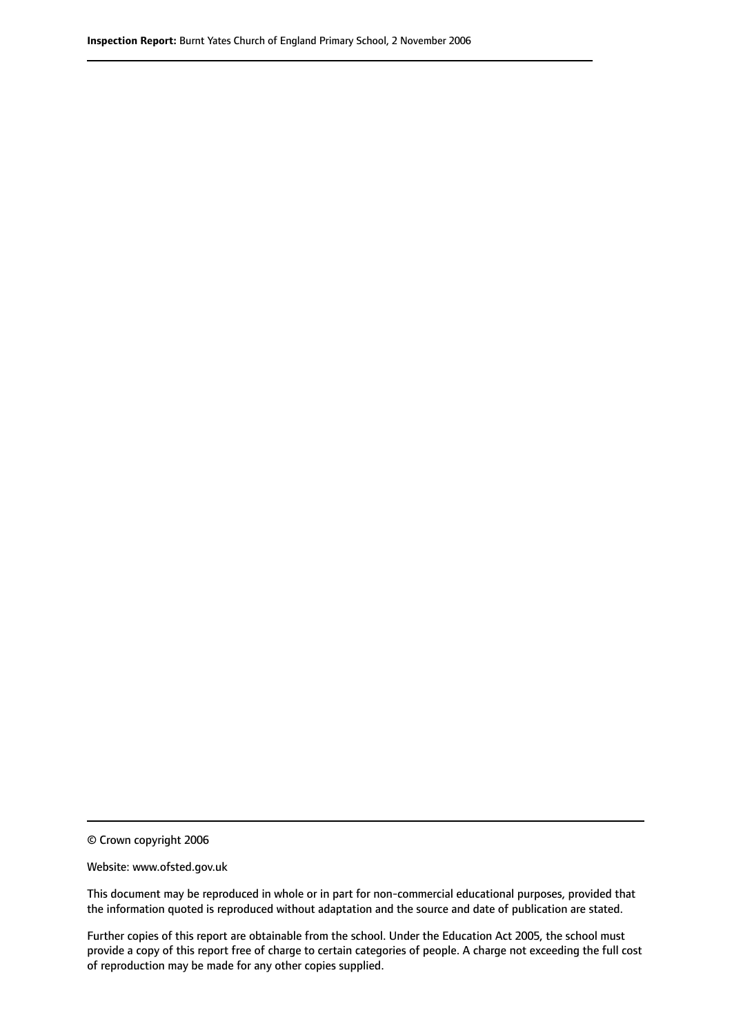© Crown copyright 2006

Website: www.ofsted.gov.uk

This document may be reproduced in whole or in part for non-commercial educational purposes, provided that the information quoted is reproduced without adaptation and the source and date of publication are stated.

Further copies of this report are obtainable from the school. Under the Education Act 2005, the school must provide a copy of this report free of charge to certain categories of people. A charge not exceeding the full cost of reproduction may be made for any other copies supplied.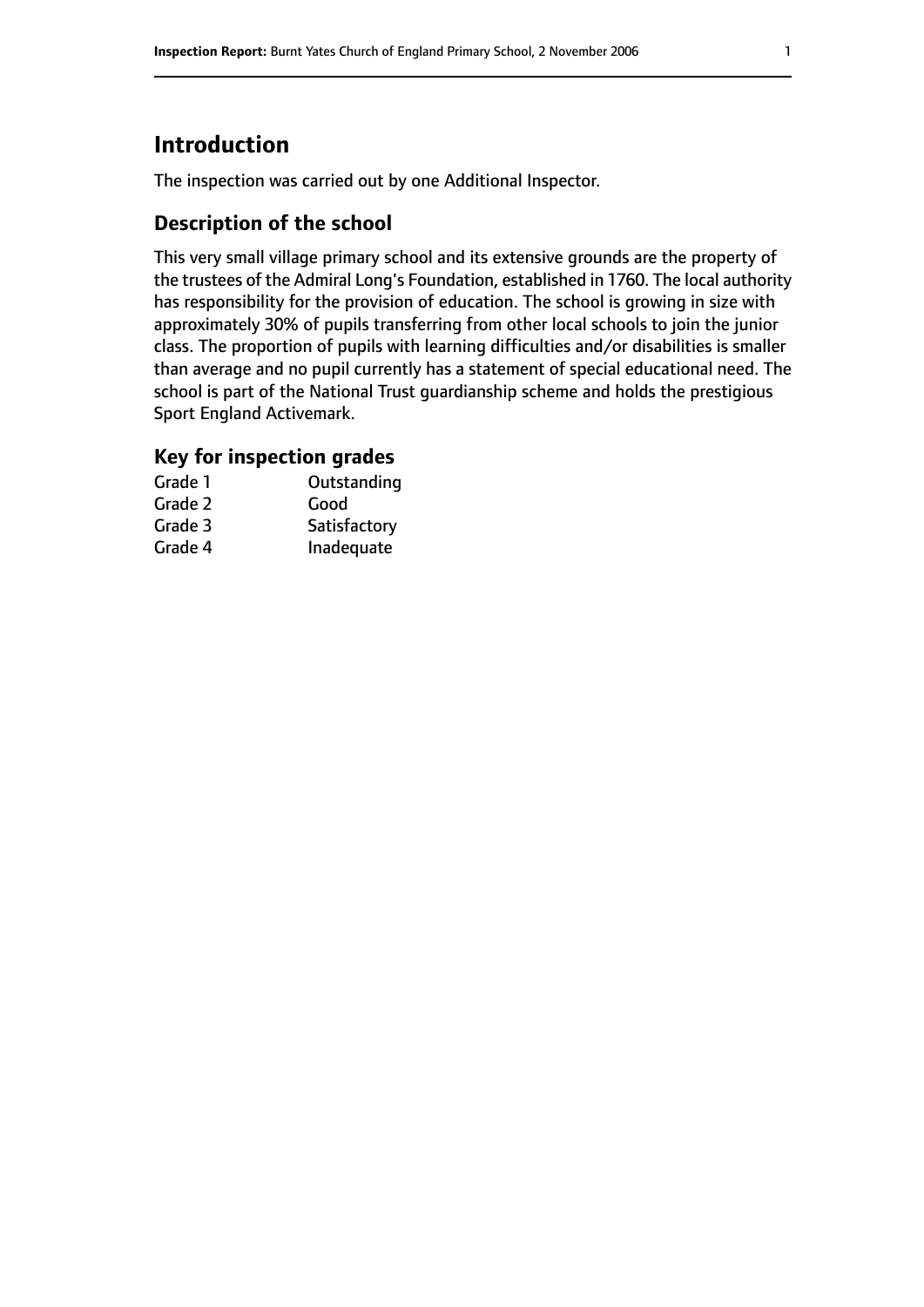## Introduction

The inspection was carried out by one Additional Inspector.

### Description of the school

This very small village primary school and its extensive grounds are the property of the trustees of the Admiral Long's Foundation, established in 1760. The local authority has responsibility for the provision of education. The school is growing in size with approximately 30% of pupils transferring from other local schools to join the junior class. The proportion of pupils with learning difficulties and/or disabilities is smaller than average and no pupil currently has a statement of special educational need. The school is part of the National Trust guardianship scheme and holds the prestigious Sport England Activemark.

### Key for inspection grades

| | |
|---|---|
| Grade 1 | Outstanding |
| Grade 2 | Good |
| Grade 3 | Satisfactory |
| Grade 4 | Inadequate |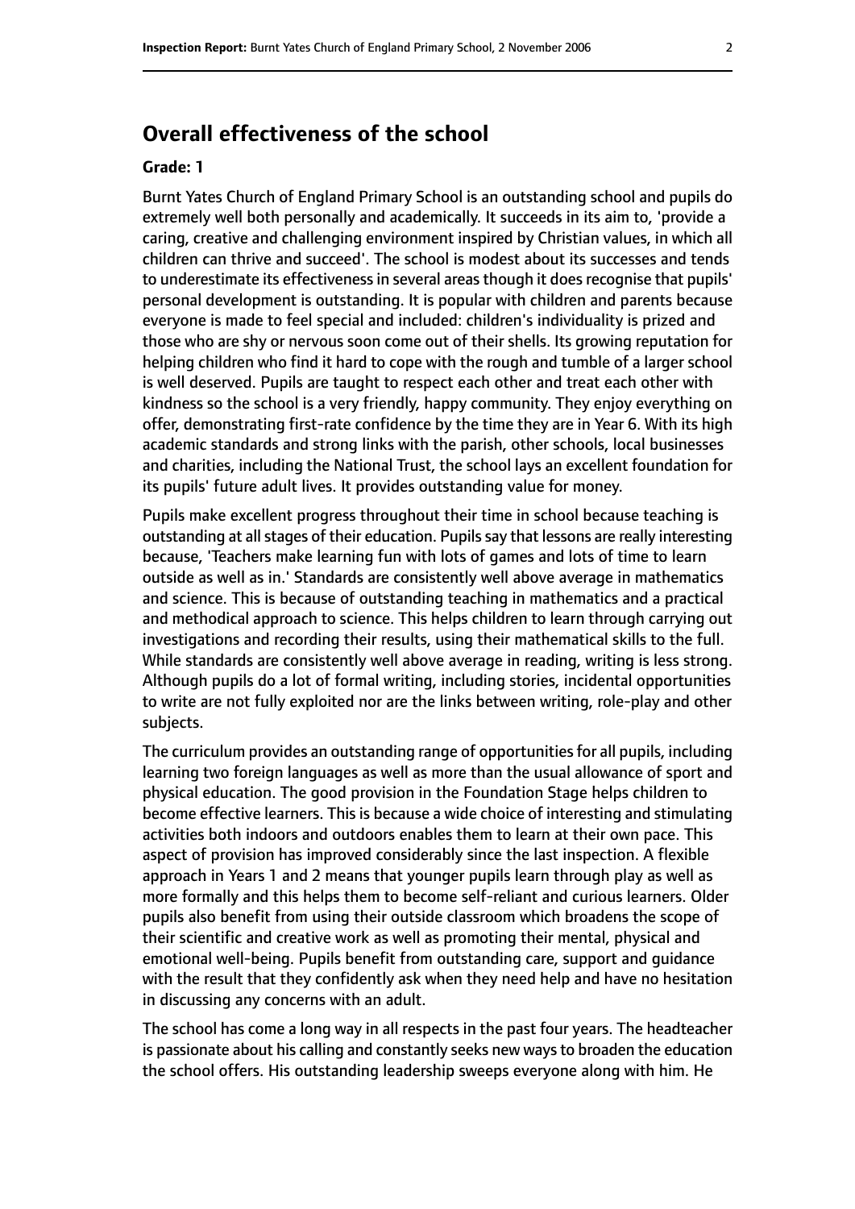## Overall effectiveness of the school

**Grade: 1**

Burnt Yates Church of England Primary School is an outstanding school and pupils do extremely well both personally and academically. It succeeds in its aim to, 'provide a caring, creative and challenging environment inspired by Christian values, in which all children can thrive and succeed'. The school is modest about its successes and tends to underestimate its effectiveness in several areas though it does recognise that pupils' personal development is outstanding. It is popular with children and parents because everyone is made to feel special and included: children's individuality is prized and those who are shy or nervous soon come out of their shells. Its growing reputation for helping children who find it hard to cope with the rough and tumble of a larger school is well deserved. Pupils are taught to respect each other and treat each other with kindness so the school is a very friendly, happy community. They enjoy everything on offer, demonstrating first-rate confidence by the time they are in Year 6. With its high academic standards and strong links with the parish, other schools, local businesses and charities, including the National Trust, the school lays an excellent foundation for its pupils' future adult lives. It provides outstanding value for money.

Pupils make excellent progress throughout their time in school because teaching is outstanding at all stages of their education. Pupils say that lessons are really interesting because, 'Teachers make learning fun with lots of games and lots of time to learn outside as well as in.' Standards are consistently well above average in mathematics and science. This is because of outstanding teaching in mathematics and a practical and methodical approach to science. This helps children to learn through carrying out investigations and recording their results, using their mathematical skills to the full. While standards are consistently well above average in reading, writing is less strong. Although pupils do a lot of formal writing, including stories, incidental opportunities to write are not fully exploited nor are the links between writing, role-play and other subjects.

The curriculum provides an outstanding range of opportunities for all pupils, including learning two foreign languages as well as more than the usual allowance of sport and physical education. The good provision in the Foundation Stage helps children to become effective learners. This is because a wide choice of interesting and stimulating activities both indoors and outdoors enables them to learn at their own pace. This aspect of provision has improved considerably since the last inspection. A flexible approach in Years 1 and 2 means that younger pupils learn through play as well as more formally and this helps them to become self-reliant and curious learners. Older pupils also benefit from using their outside classroom which broadens the scope of their scientific and creative work as well as promoting their mental, physical and emotional well-being. Pupils benefit from outstanding care, support and guidance with the result that they confidently ask when they need help and have no hesitation in discussing any concerns with an adult.

The school has come a long way in all respects in the past four years. The headteacher is passionate about his calling and constantly seeks new ways to broaden the education the school offers. His outstanding leadership sweeps everyone along with him. He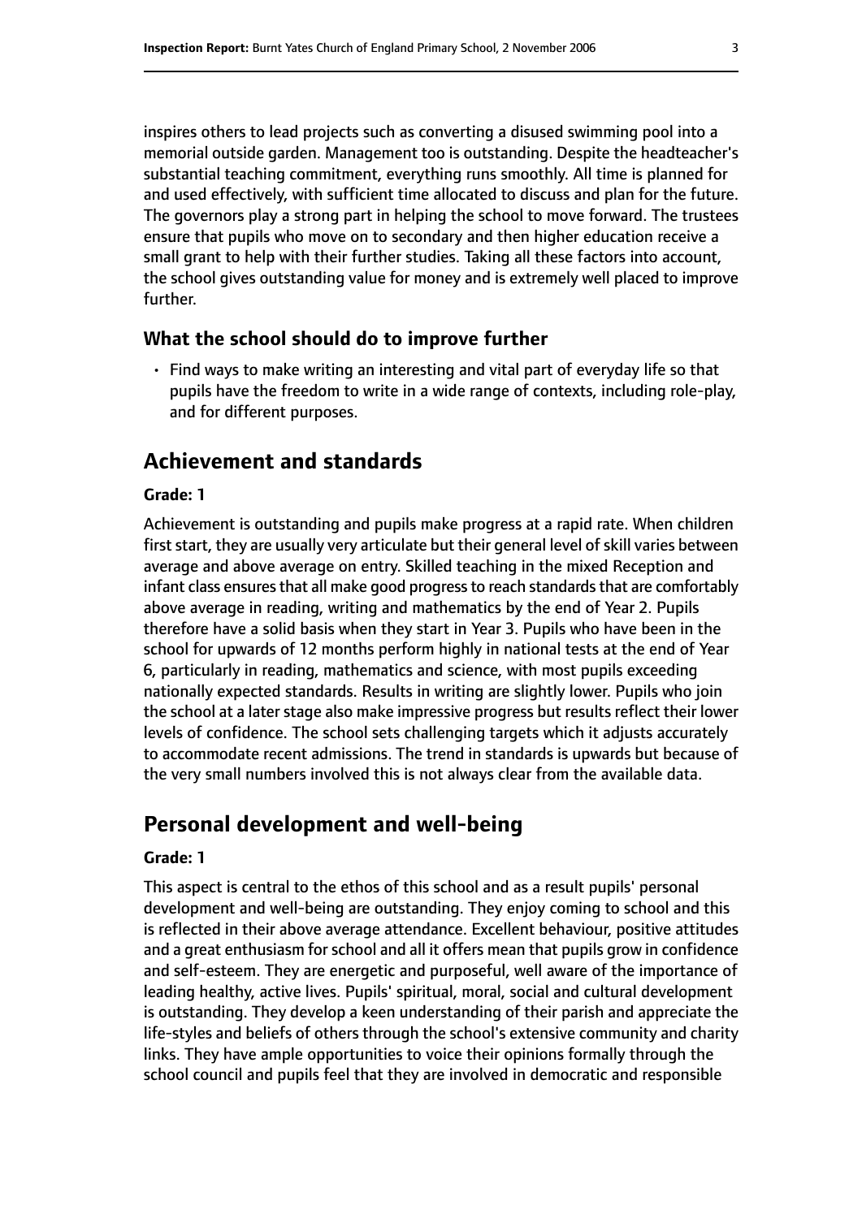inspires others to lead projects such as converting a disused swimming pool into a memorial outside garden. Management too is outstanding. Despite the headteacher's substantial teaching commitment, everything runs smoothly. All time is planned for and used effectively, with sufficient time allocated to discuss and plan for the future. The governors play a strong part in helping the school to move forward. The trustees ensure that pupils who move on to secondary and then higher education receive a small grant to help with their further studies. Taking all these factors into account, the school gives outstanding value for money and is extremely well placed to improve further.

### What the school should do to improve further

- Find ways to make writing an interesting and vital part of everyday life so that pupils have the freedom to write in a wide range of contexts, including role-play, and for different purposes.

## Achievement and standards

**Grade: 1**

Achievement is outstanding and pupils make progress at a rapid rate. When children first start, they are usually very articulate but their general level of skill varies between average and above average on entry. Skilled teaching in the mixed Reception and infant class ensures that all make good progress to reach standards that are comfortably above average in reading, writing and mathematics by the end of Year 2. Pupils therefore have a solid basis when they start in Year 3. Pupils who have been in the school for upwards of 12 months perform highly in national tests at the end of Year 6, particularly in reading, mathematics and science, with most pupils exceeding nationally expected standards. Results in writing are slightly lower. Pupils who join the school at a later stage also make impressive progress but results reflect their lower levels of confidence. The school sets challenging targets which it adjusts accurately to accommodate recent admissions. The trend in standards is upwards but because of the very small numbers involved this is not always clear from the available data.

## Personal development and well-being

**Grade: 1**

This aspect is central to the ethos of this school and as a result pupils' personal development and well-being are outstanding. They enjoy coming to school and this is reflected in their above average attendance. Excellent behaviour, positive attitudes and a great enthusiasm for school and all it offers mean that pupils grow in confidence and self-esteem. They are energetic and purposeful, well aware of the importance of leading healthy, active lives. Pupils' spiritual, moral, social and cultural development is outstanding. They develop a keen understanding of their parish and appreciate the life-styles and beliefs of others through the school's extensive community and charity links. They have ample opportunities to voice their opinions formally through the school council and pupils feel that they are involved in democratic and responsible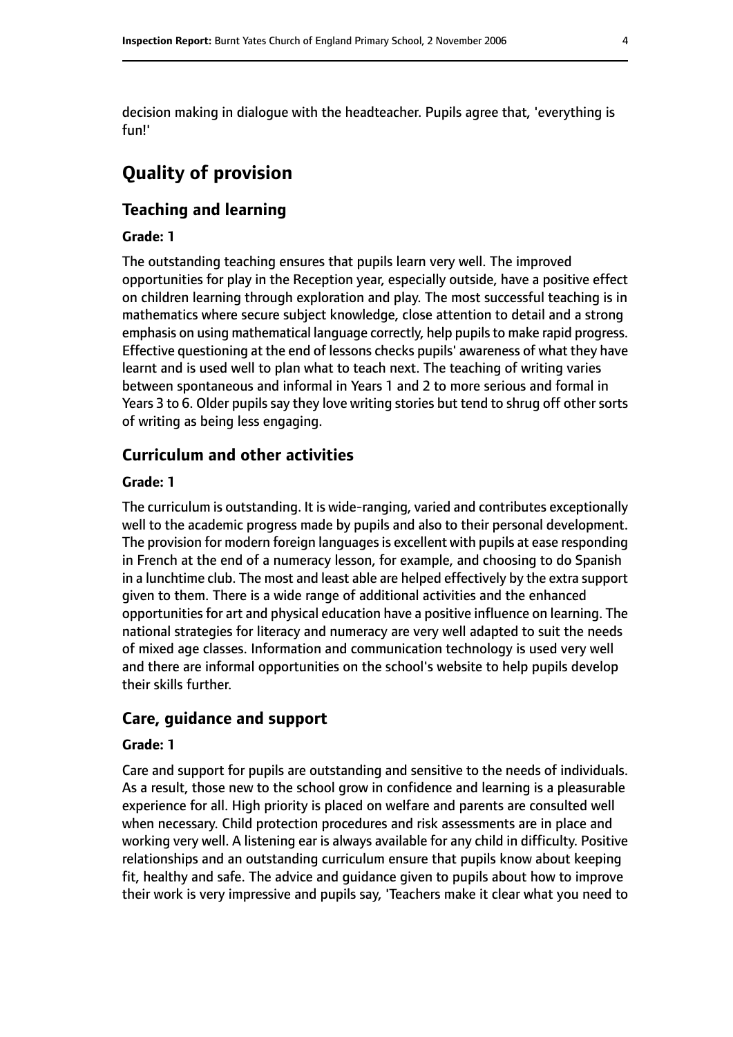decision making in dialogue with the headteacher. Pupils agree that, 'everything is fun!'

# Quality of provision

## Teaching and learning

#### Grade: 1

The outstanding teaching ensures that pupils learn very well. The improved opportunities for play in the Reception year, especially outside, have a positive effect on children learning through exploration and play. The most successful teaching is in mathematics where secure subject knowledge, close attention to detail and a strong emphasis on using mathematical language correctly, help pupils to make rapid progress. Effective questioning at the end of lessons checks pupils' awareness of what they have learnt and is used well to plan what to teach next. The teaching of writing varies between spontaneous and informal in Years 1 and 2 to more serious and formal in Years 3 to 6. Older pupils say they love writing stories but tend to shrug off other sorts of writing as being less engaging.

## Curriculum and other activities

#### Grade: 1

The curriculum is outstanding. It is wide-ranging, varied and contributes exceptionally well to the academic progress made by pupils and also to their personal development. The provision for modern foreign languages is excellent with pupils at ease responding in French at the end of a numeracy lesson, for example, and choosing to do Spanish in a lunchtime club. The most and least able are helped effectively by the extra support given to them. There is a wide range of additional activities and the enhanced opportunities for art and physical education have a positive influence on learning. The national strategies for literacy and numeracy are very well adapted to suit the needs of mixed age classes. Information and communication technology is used very well and there are informal opportunities on the school's website to help pupils develop their skills further.

## Care, guidance and support

#### Grade: 1

Care and support for pupils are outstanding and sensitive to the needs of individuals. As a result, those new to the school grow in confidence and learning is a pleasurable experience for all. High priority is placed on welfare and parents are consulted well when necessary. Child protection procedures and risk assessments are in place and working very well. A listening ear is always available for any child in difficulty. Positive relationships and an outstanding curriculum ensure that pupils know about keeping fit, healthy and safe. The advice and guidance given to pupils about how to improve their work is very impressive and pupils say, 'Teachers make it clear what you need to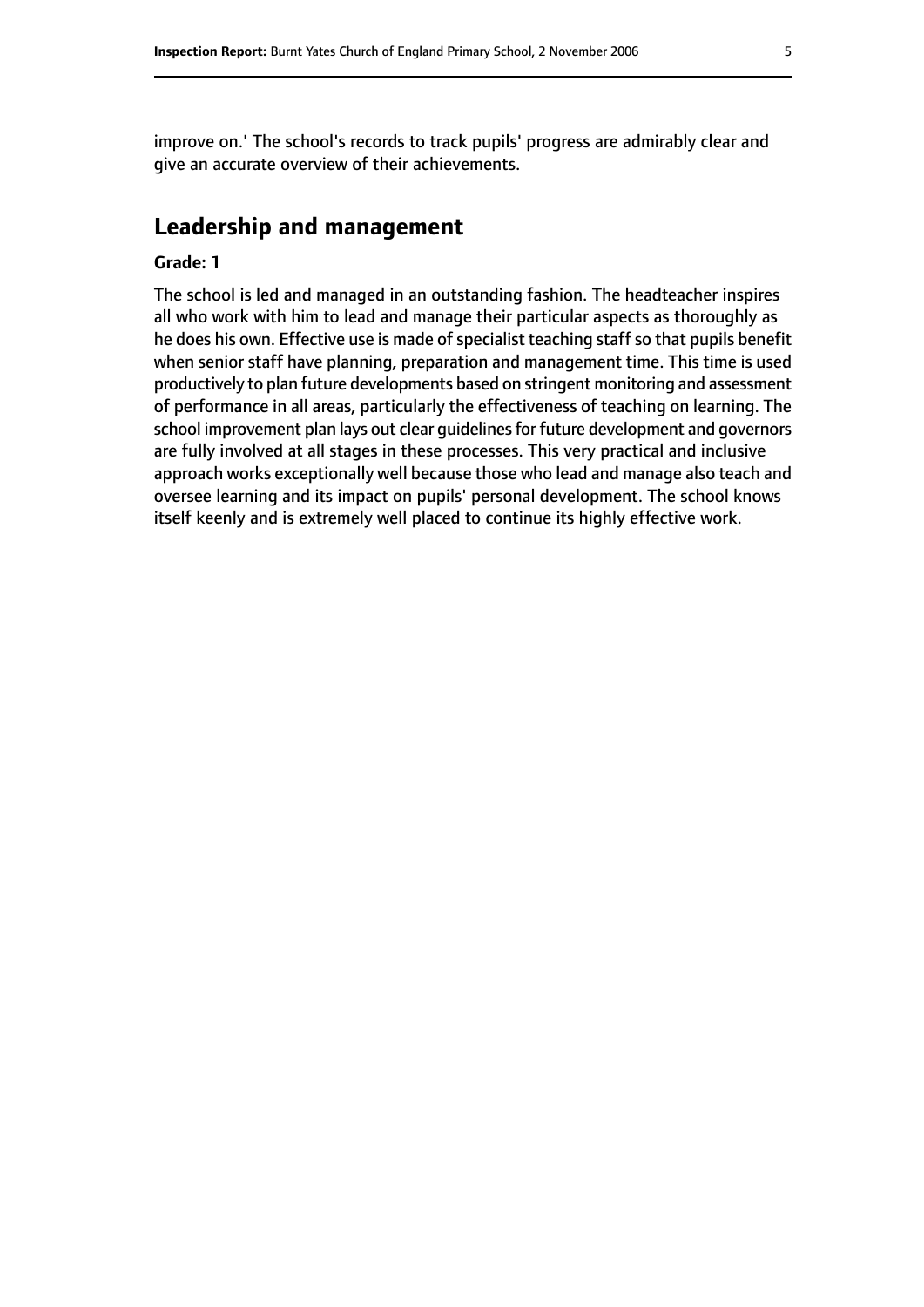improve on.' The school's records to track pupils' progress are admirably clear and give an accurate overview of their achievements.

## Leadership and management

**Grade: 1**

The school is led and managed in an outstanding fashion. The headteacher inspires all who work with him to lead and manage their particular aspects as thoroughly as he does his own. Effective use is made of specialist teaching staff so that pupils benefit when senior staff have planning, preparation and management time. This time is used productively to plan future developments based on stringent monitoring and assessment of performance in all areas, particularly the effectiveness of teaching on learning. The school improvement plan lays out clear guidelines for future development and governors are fully involved at all stages in these processes. This very practical and inclusive approach works exceptionally well because those who lead and manage also teach and oversee learning and its impact on pupils' personal development. The school knows itself keenly and is extremely well placed to continue its highly effective work.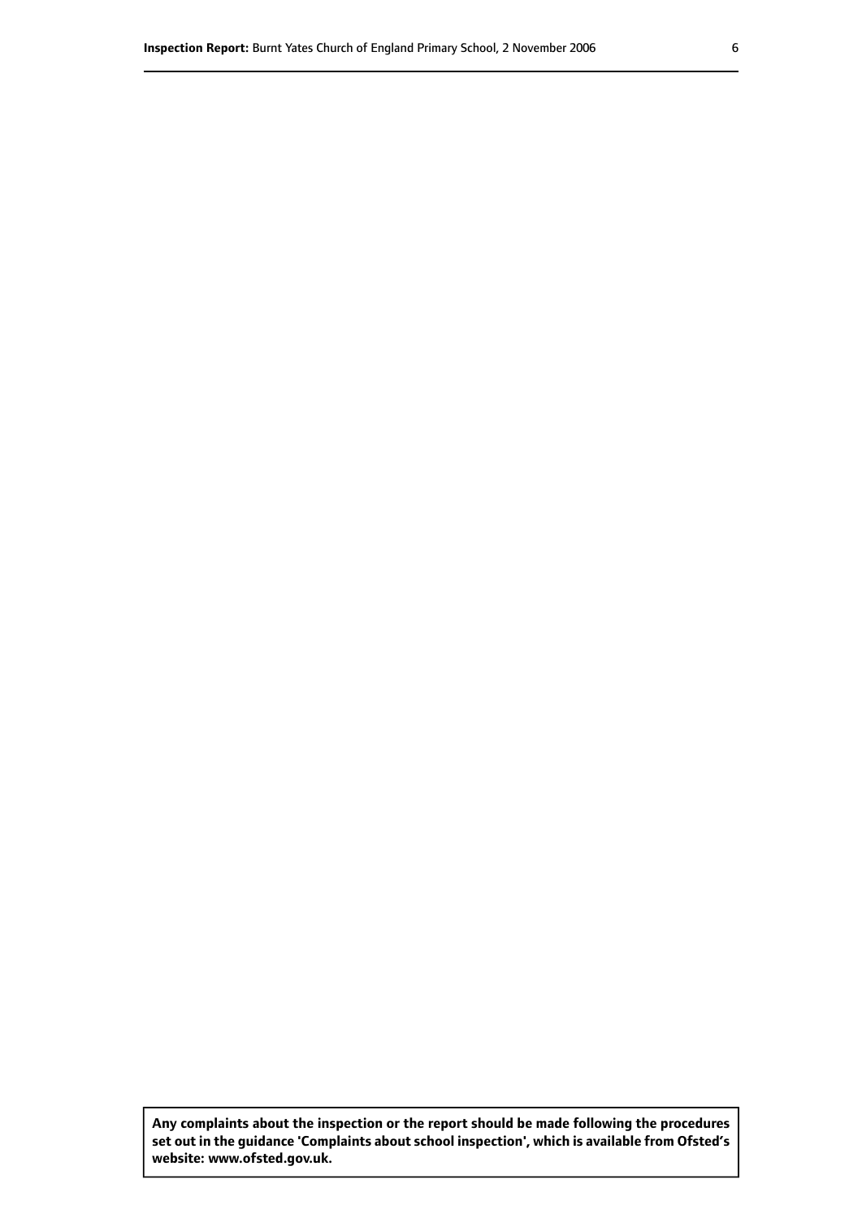**Any complaints about the inspection or the report should be made following the procedures set out in the guidance 'Complaints about school inspection', which is available from Ofsted's website: www.ofsted.gov.uk.**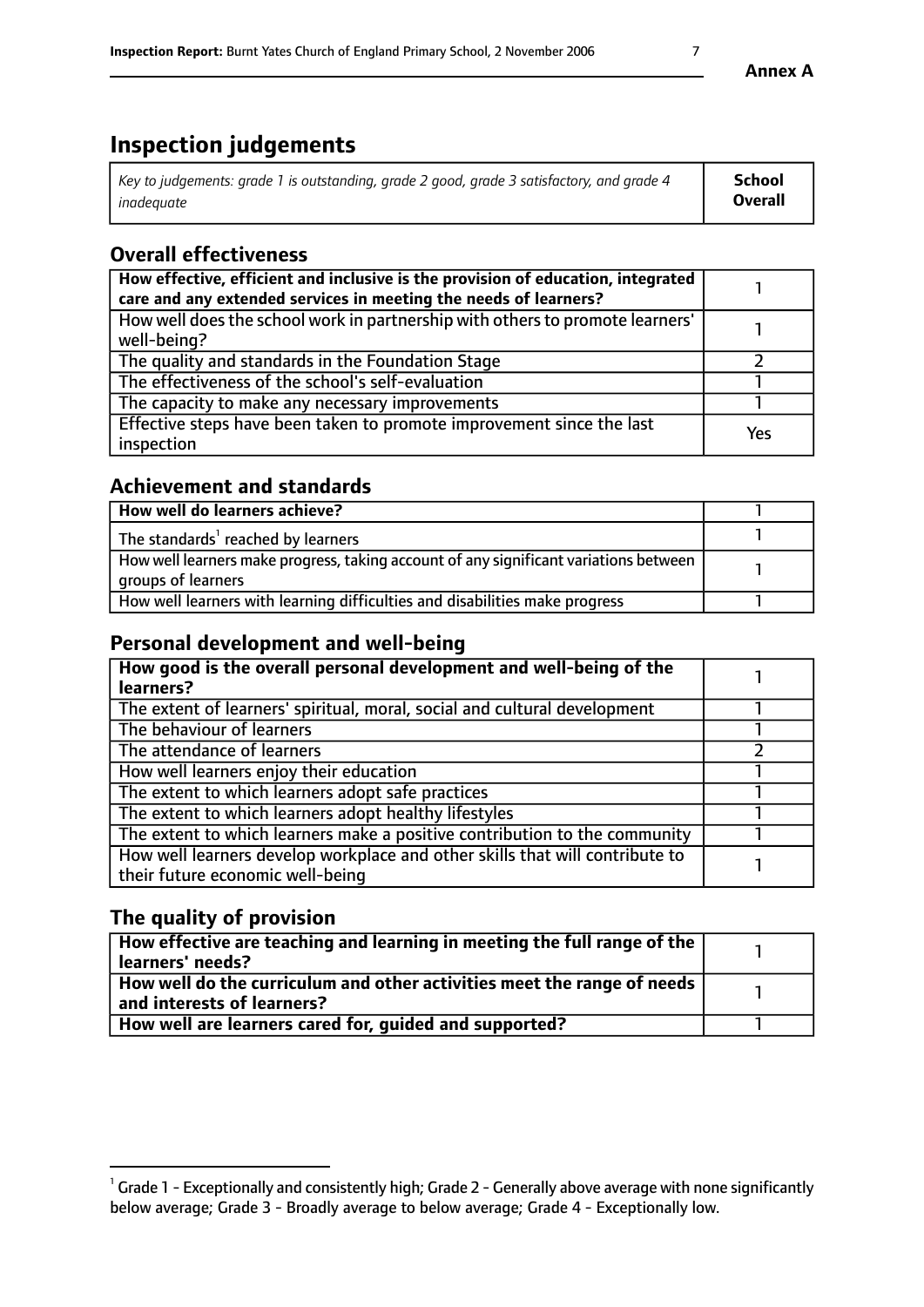# Inspection judgements

| *Key to judgements: grade 1 is outstanding, grade 2 good, grade 3 satisfactory, and grade 4 inadequate* | **School Overall** |
|---|---|

## Overall effectiveness

| | |
|---|---|
| **How effective, efficient and inclusive is the provision of education, integrated care and any extended services in meeting the needs of learners?** | 1 |
| How well does the school work in partnership with others to promote learners' well-being? | 1 |
| The quality and standards in the Foundation Stage | 2 |
| The effectiveness of the school's self-evaluation | 1 |
| The capacity to make any necessary improvements | 1 |
| Effective steps have been taken to promote improvement since the last inspection | Yes |

## Achievement and standards

| | |
|---|---|
| **How well do learners achieve?** | 1 |
| The standards[1] reached by learners | 1 |
| How well learners make progress, taking account of any significant variations between groups of learners | 1 |
| How well learners with learning difficulties and disabilities make progress | 1 |

## Personal development and well-being

| | |
|---|---|
| **How good is the overall personal development and well-being of the learners?** | 1 |
| The extent of learners' spiritual, moral, social and cultural development | 1 |
| The behaviour of learners | 1 |
| The attendance of learners | 2 |
| How well learners enjoy their education | 1 |
| The extent to which learners adopt safe practices | 1 |
| The extent to which learners adopt healthy lifestyles | 1 |
| The extent to which learners make a positive contribution to the community | 1 |
| How well learners develop workplace and other skills that will contribute to their future economic well-being | 1 |

## The quality of provision

| | |
|---|---|
| **How effective are teaching and learning in meeting the full range of the learners' needs?** | 1 |
| **How well do the curriculum and other activities meet the range of needs and interests of learners?** | 1 |
| **How well are learners cared for, guided and supported?** | 1 |

[1] Grade 1 - Exceptionally and consistently high; Grade 2 - Generally above average with none significantly below average; Grade 3 - Broadly average to below average; Grade 4 - Exceptionally low.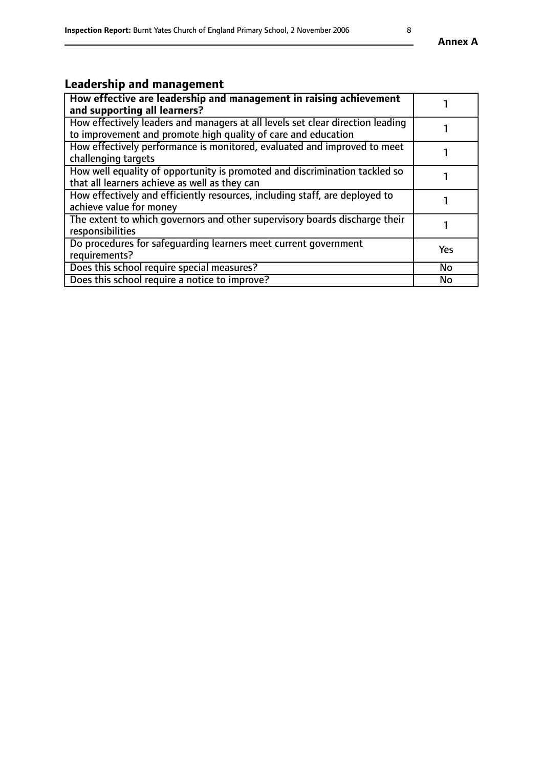## Leadership and management

| **How effective are leadership and management in raising achievement and supporting all learners?** | 1 |
|---|---|
| How effectively leaders and managers at all levels set clear direction leading to improvement and promote high quality of care and education | 1 |
| How effectively performance is monitored, evaluated and improved to meet challenging targets | 1 |
| How well equality of opportunity is promoted and discrimination tackled so that all learners achieve as well as they can | 1 |
| How effectively and efficiently resources, including staff, are deployed to achieve value for money | 1 |
| The extent to which governors and other supervisory boards discharge their responsibilities | 1 |
| Do procedures for safeguarding learners meet current government requirements? | Yes |
| Does this school require special measures? | No |
| Does this school require a notice to improve? | No |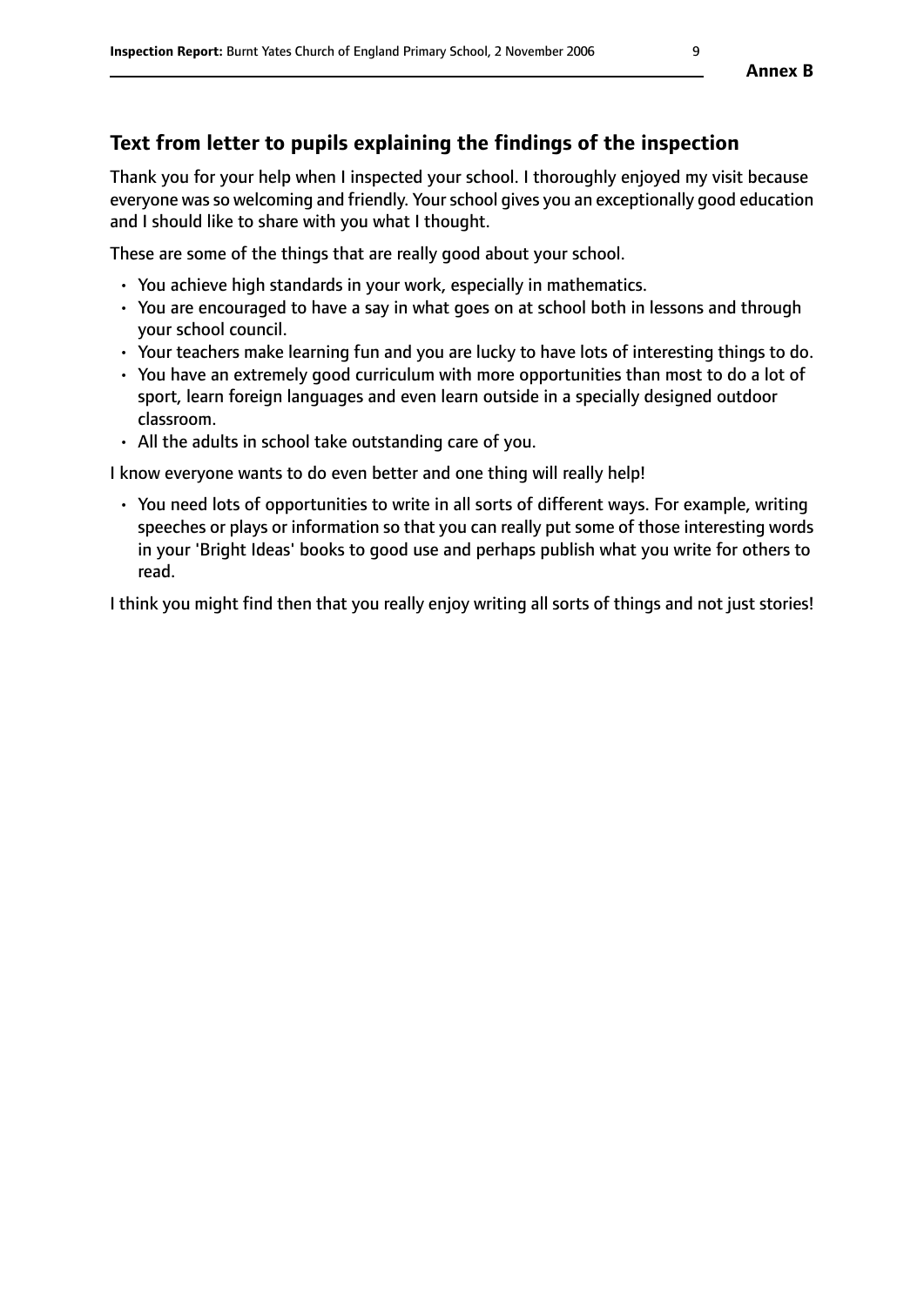## Text from letter to pupils explaining the findings of the inspection

Thank you for your help when I inspected your school. I thoroughly enjoyed my visit because everyone was so welcoming and friendly. Your school gives you an exceptionally good education and I should like to share with you what I thought.

These are some of the things that are really good about your school.

- You achieve high standards in your work, especially in mathematics.
- You are encouraged to have a say in what goes on at school both in lessons and through your school council.
- Your teachers make learning fun and you are lucky to have lots of interesting things to do.
- You have an extremely good curriculum with more opportunities than most to do a lot of sport, learn foreign languages and even learn outside in a specially designed outdoor classroom.
- All the adults in school take outstanding care of you.

I know everyone wants to do even better and one thing will really help!

- You need lots of opportunities to write in all sorts of different ways. For example, writing speeches or plays or information so that you can really put some of those interesting words in your 'Bright Ideas' books to good use and perhaps publish what you write for others to read.

I think you might find then that you really enjoy writing all sorts of things and not just stories!